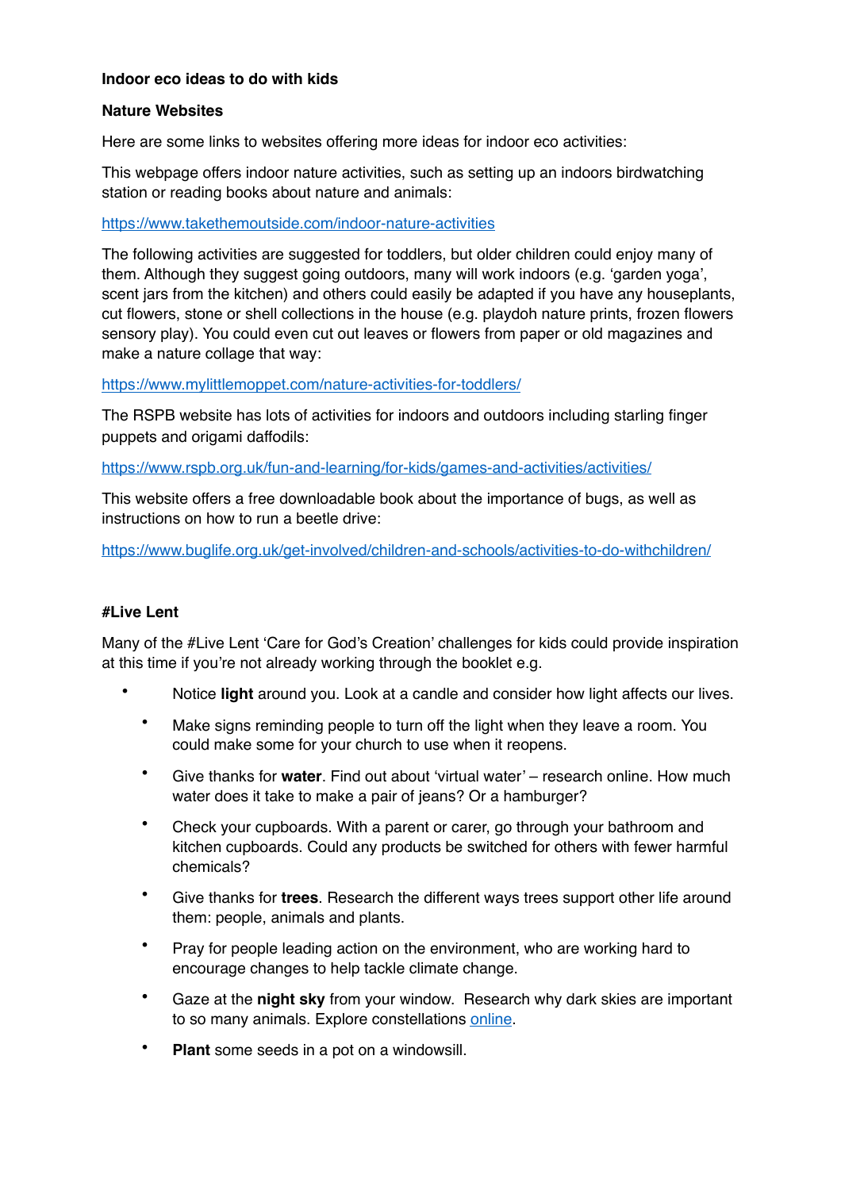**Indoor eco ideas to do with kids**

**Nature Websites**

Here are some links to websites offering more ideas for indoor eco activities:

This webpage offers indoor nature activities, such as setting up an indoors birdwatching station or reading books about nature and animals:

[https://www.takethemoutside.com/indoor-nature-activities](https://www.takethemoutside.com/indoor-nature-activities)

The following activities are suggested for toddlers, but older children could enjoy many of them. Although they suggest going outdoors, many will work indoors (e.g. 'garden yoga', scent jars from the kitchen) and others could easily be adapted if you have any houseplants, cut flowers, stone or shell collections in the house (e.g. playdoh nature prints, frozen flowers sensory play). You could even cut out leaves or flowers from paper or old magazines and make a nature collage that way:

[https://www.mylittlemoppet.com/nature-activities-for-toddlers/](https://www.mylittlemoppet.com/nature-activities-for-toddlers/)

The RSPB website has lots of activities for indoors and outdoors including starling finger puppets and origami daffodils:

[https://www.rspb.org.uk/fun-and-learning/for-kids/games-and-activities/activities/](https://www.rspb.org.uk/fun-and-learning/for-kids/games-and-activities/activities/)

This website offers a free downloadable book about the importance of bugs, as well as instructions on how to run a beetle drive:

[https://www.buglife.org.uk/get-involved/children-and-schools/activities-to-do-withchildren/](https://www.buglife.org.uk/get-involved/children-and-schools/activities-to-do-withchildren/)

**#Live Lent**

Many of the #Live Lent 'Care for God's Creation' challenges for kids could provide inspiration at this time if you're not already working through the booklet e.g.

- Notice **light** around you. Look at a candle and consider how light affects our lives.
- Make signs reminding people to turn off the light when they leave a room. You could make some for your church to use when it reopens.
- Give thanks for **water**. Find out about 'virtual water' – research online. How much water does it take to make a pair of jeans? Or a hamburger?
- Check your cupboards. With a parent or carer, go through your bathroom and kitchen cupboards. Could any products be switched for others with fewer harmful chemicals?
- Give thanks for **trees**. Research the different ways trees support other life around them: people, animals and plants.
- Pray for people leading action on the environment, who are working hard to encourage changes to help tackle climate change.
- Gaze at the **night sky** from your window. Research why dark skies are important to so many animals. Explore constellations online.
- **Plant** some seeds in a pot on a windowsill.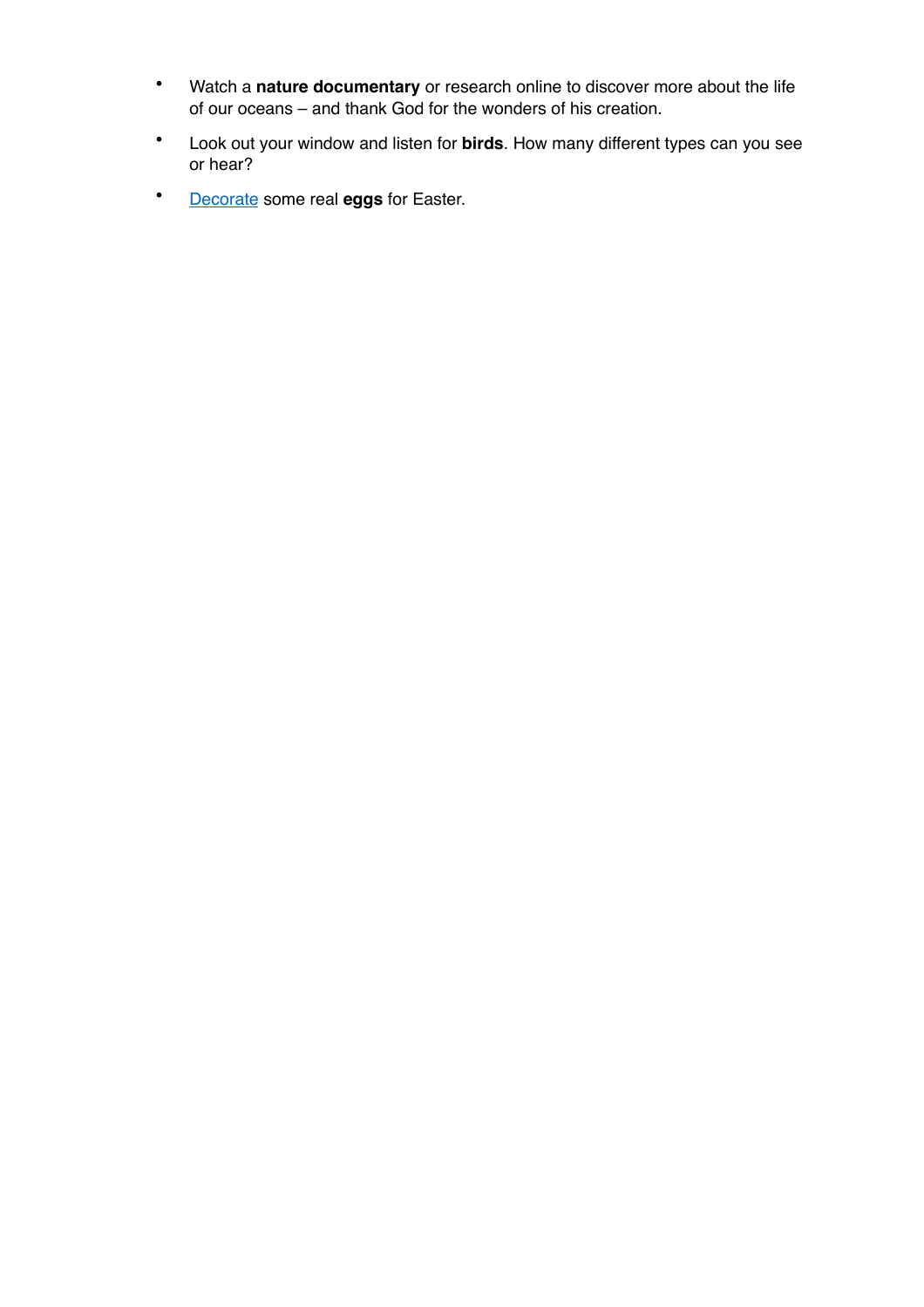- Watch a **nature documentary** or research online to discover more about the life of our oceans – and thank God for the wonders of his creation.
- Look out your window and listen for **birds**. How many different types can you see or hear?
- Decorate some real **eggs** for Easter.